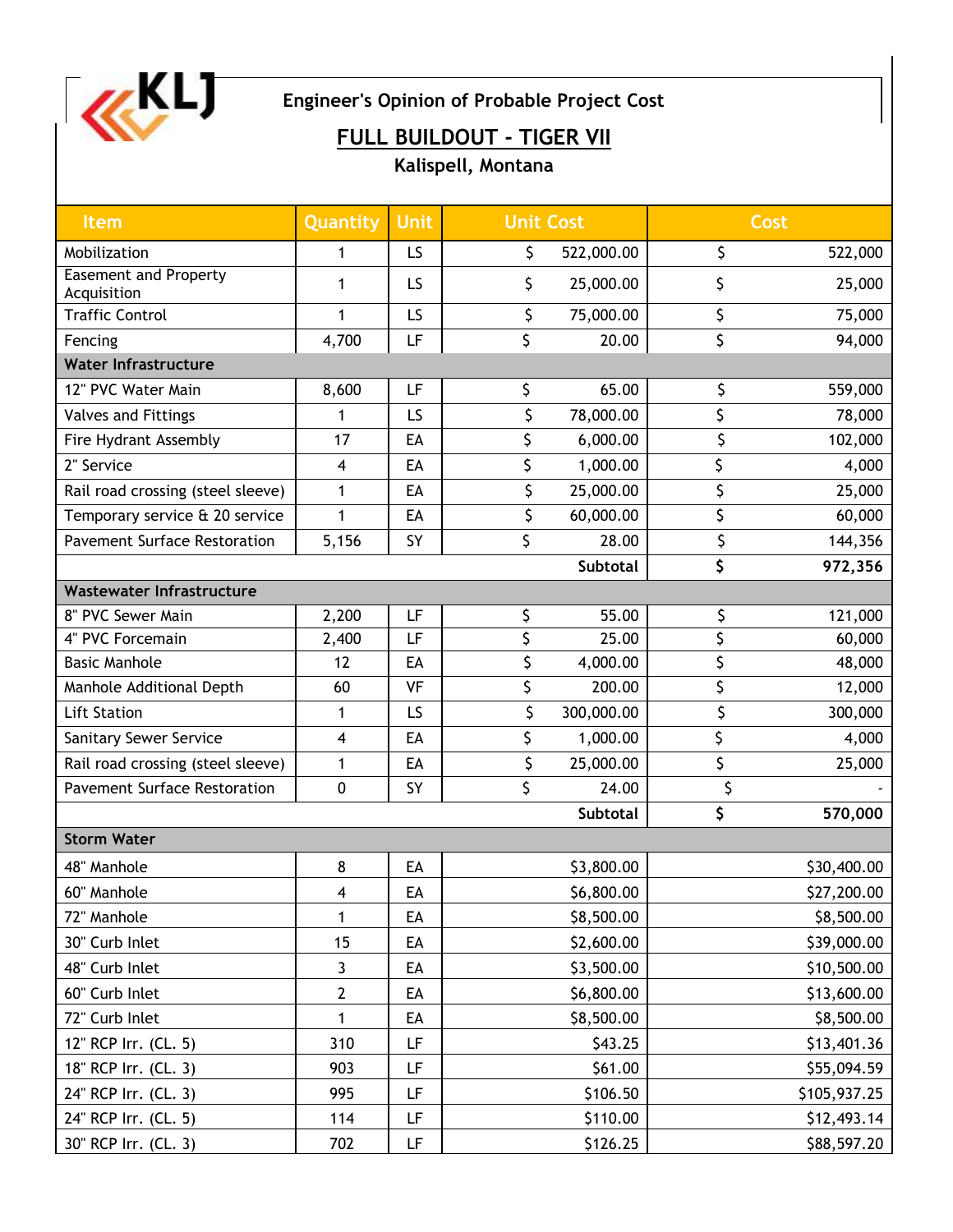KLJ

## Engineer's Opinion of Probable Project Cost

# FULL BUILDOUT - TIGER VII

### Kalispell, Montana

| Item | Quantity | Unit | Unit Cost | Cost |
|---|---|---|---|---|
| Mobilization | 1 | LS | $ 522,000.00 | $ 522,000 |
| Easement and Property Acquisition | 1 | LS | $ 25,000.00 | $ 25,000 |
| Traffic Control | 1 | LS | $ 75,000.00 | $ 75,000 |
| Fencing | 4,700 | LF | $ 20.00 | $ 94,000 |
| **Water Infrastructure** | | | | |
| 12" PVC Water Main | 8,600 | LF | $ 65.00 | $ 559,000 |
| Valves and Fittings | 1 | LS | $ 78,000.00 | $ 78,000 |
| Fire Hydrant Assembly | 17 | EA | $ 6,000.00 | $ 102,000 |
| 2" Service | 4 | EA | $ 1,000.00 | $ 4,000 |
| Rail road crossing (steel sleeve) | 1 | EA | $ 25,000.00 | $ 25,000 |
| Temporary service & 20 service | 1 | EA | $ 60,000.00 | $ 60,000 |
| Pavement Surface Restoration | 5,156 | SY | $ 28.00 | $ 144,356 |
| | | | **Subtotal** | **$ 972,356** |
| **Wastewater Infrastructure** | | | | |
| 8" PVC Sewer Main | 2,200 | LF | $ 55.00 | $ 121,000 |
| 4" PVC Forcemain | 2,400 | LF | $ 25.00 | $ 60,000 |
| Basic Manhole | 12 | EA | $ 4,000.00 | $ 48,000 |
| Manhole Additional Depth | 60 | VF | $ 200.00 | $ 12,000 |
| Lift Station | 1 | LS | $ 300,000.00 | $ 300,000 |
| Sanitary Sewer Service | 4 | EA | $ 1,000.00 | $ 4,000 |
| Rail road crossing (steel sleeve) | 1 | EA | $ 25,000.00 | $ 25,000 |
| Pavement Surface Restoration | 0 | SY | $ 24.00 | $ - |
| | | | **Subtotal** | **$ 570,000** |
| **Storm Water** | | | | |
| 48" Manhole | 8 | EA | $3,800.00 | $30,400.00 |
| 60" Manhole | 4 | EA | $6,800.00 | $27,200.00 |
| 72" Manhole | 1 | EA | $8,500.00 | $8,500.00 |
| 30" Curb Inlet | 15 | EA | $2,600.00 | $39,000.00 |
| 48" Curb Inlet | 3 | EA | $3,500.00 | $10,500.00 |
| 60" Curb Inlet | 2 | EA | $6,800.00 | $13,600.00 |
| 72" Curb Inlet | 1 | EA | $8,500.00 | $8,500.00 |
| 12" RCP Irr. (CL. 5) | 310 | LF | $43.25 | $13,401.36 |
| 18" RCP Irr. (CL. 3) | 903 | LF | $61.00 | $55,094.59 |
| 24" RCP Irr. (CL. 3) | 995 | LF | $106.50 | $105,937.25 |
| 24" RCP Irr. (CL. 5) | 114 | LF | $110.00 | $12,493.14 |
| 30" RCP Irr. (CL. 3) | 702 | LF | $126.25 | $88,597.20 |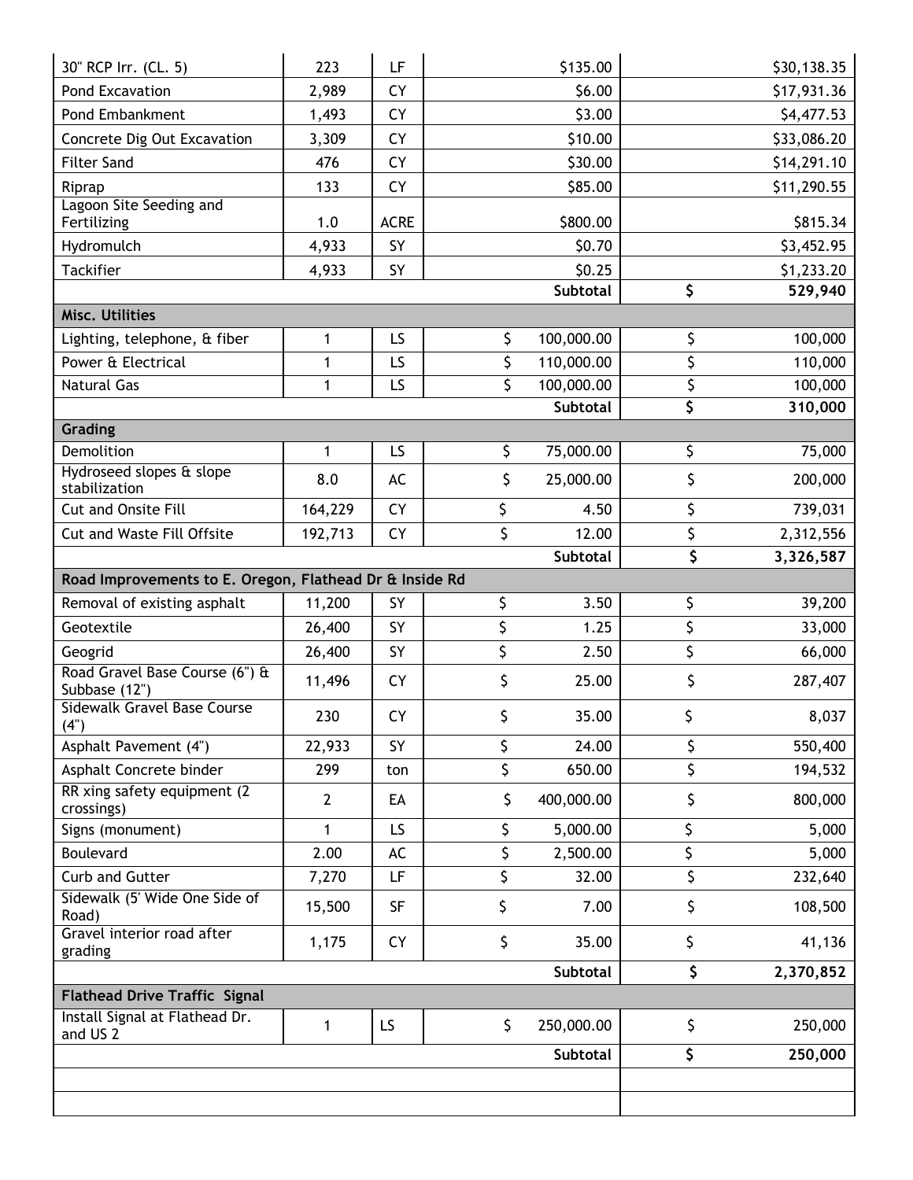| | | | | |
|---|---|---|---|---|
| 30" RCP Irr. (CL. 5) | 223 | LF | $135.00 | $30,138.35 |
| Pond Excavation | 2,989 | CY | $6.00 | $17,931.36 |
| Pond Embankment | 1,493 | CY | $3.00 | $4,477.53 |
| Concrete Dig Out Excavation | 3,309 | CY | $10.00 | $33,086.20 |
| Filter Sand | 476 | CY | $30.00 | $14,291.10 |
| Riprap | 133 | CY | $85.00 | $11,290.55 |
| Lagoon Site Seeding and Fertilizing | 1.0 | ACRE | $800.00 | $815.34 |
| Hydromulch | 4,933 | SY | $0.70 | $3,452.95 |
| Tackifier | 4,933 | SY | $0.25 | $1,233.20 |
| | | | **Subtotal** | **$ 529,940** |
| **Misc. Utilities** | | | | |
| Lighting, telephone, & fiber | 1 | LS | $ 100,000.00 | $ 100,000 |
| Power & Electrical | 1 | LS | $ 110,000.00 | $ 110,000 |
| Natural Gas | 1 | LS | $ 100,000.00 | $ 100,000 |
| | | | **Subtotal** | **$ 310,000** |
| **Grading** | | | | |
| Demolition | 1 | LS | $ 75,000.00 | $ 75,000 |
| Hydroseed slopes & slope stabilization | 8.0 | AC | $ 25,000.00 | $ 200,000 |
| Cut and Onsite Fill | 164,229 | CY | $ 4.50 | $ 739,031 |
| Cut and Waste Fill Offsite | 192,713 | CY | $ 12.00 | $ 2,312,556 |
| | | | **Subtotal** | **$ 3,326,587** |
| **Road Improvements to E. Oregon, Flathead Dr & Inside Rd** | | | | |
| Removal of existing asphalt | 11,200 | SY | $ 3.50 | $ 39,200 |
| Geotextile | 26,400 | SY | $ 1.25 | $ 33,000 |
| Geogrid | 26,400 | SY | $ 2.50 | $ 66,000 |
| Road Gravel Base Course (6") & Subbase (12") | 11,496 | CY | $ 25.00 | $ 287,407 |
| Sidewalk Gravel Base Course (4") | 230 | CY | $ 35.00 | $ 8,037 |
| Asphalt Pavement (4") | 22,933 | SY | $ 24.00 | $ 550,400 |
| Asphalt Concrete binder | 299 | ton | $ 650.00 | $ 194,532 |
| RR xing safety equipment (2 crossings) | 2 | EA | $ 400,000.00 | $ 800,000 |
| Signs (monument) | 1 | LS | $ 5,000.00 | $ 5,000 |
| Boulevard | 2.00 | AC | $ 2,500.00 | $ 5,000 |
| Curb and Gutter | 7,270 | LF | $ 32.00 | $ 232,640 |
| Sidewalk (5' Wide One Side of Road) | 15,500 | SF | $ 7.00 | $ 108,500 |
| Gravel interior road after grading | 1,175 | CY | $ 35.00 | $ 41,136 |
| | | | **Subtotal** | **$ 2,370,852** |
| **Flathead Drive Traffic Signal** | | | | |
| Install Signal at Flathead Dr. and US 2 | 1 | LS | $ 250,000.00 | $ 250,000 |
| | | | **Subtotal** | **$ 250,000** |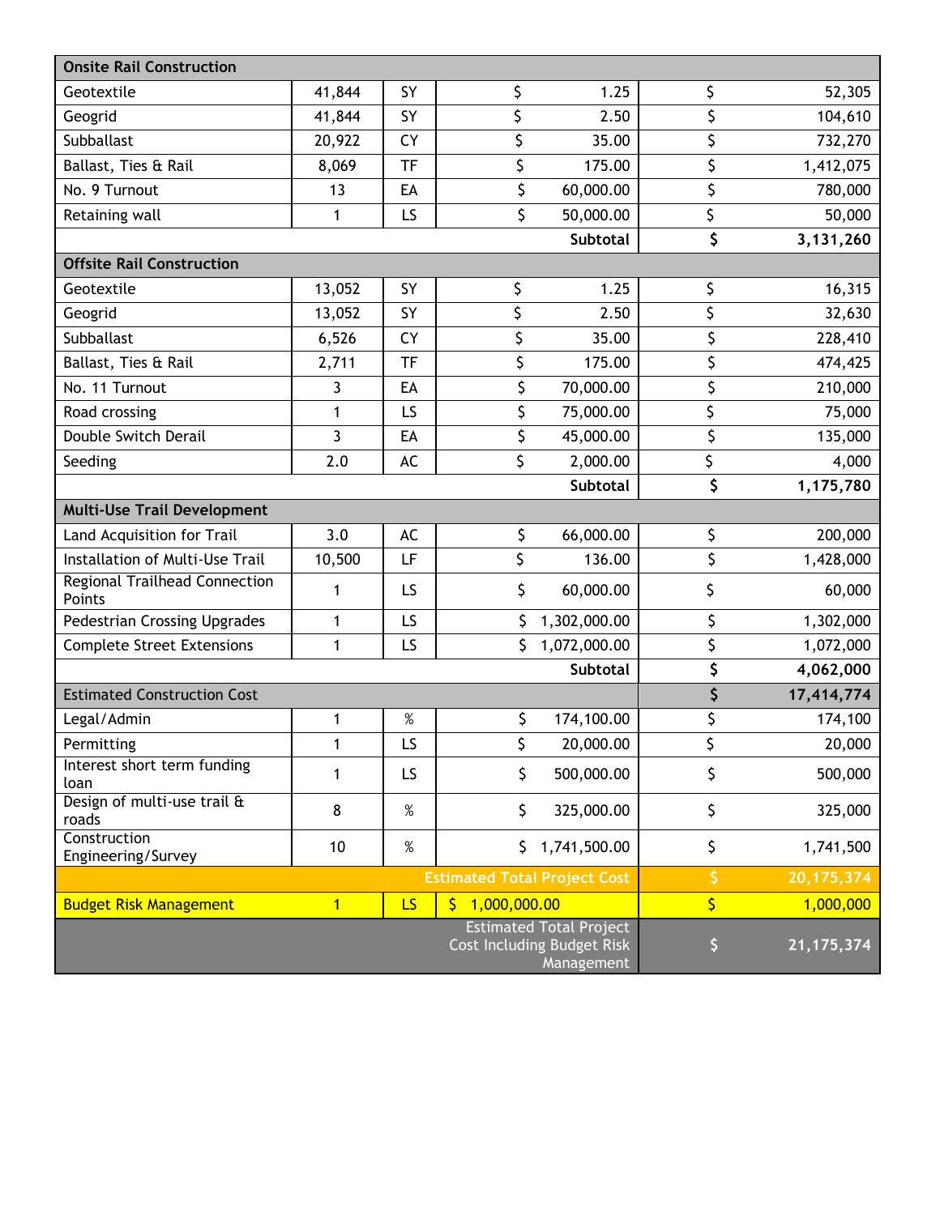| | | | | |
|---|---|---|---|---|
| **Onsite Rail Construction** | | | | |
| Geotextile | 41,844 | SY | $ 1.25 | $ 52,305 |
| Geogrid | 41,844 | SY | $ 2.50 | $ 104,610 |
| Subballast | 20,922 | CY | $ 35.00 | $ 732,270 |
| Ballast, Ties & Rail | 8,069 | TF | $ 175.00 | $ 1,412,075 |
| No. 9 Turnout | 13 | EA | $ 60,000.00 | $ 780,000 |
| Retaining wall | 1 | LS | $ 50,000.00 | $ 50,000 |
| | | | **Subtotal** | **$ 3,131,260** |
| **Offsite Rail Construction** | | | | |
| Geotextile | 13,052 | SY | $ 1.25 | $ 16,315 |
| Geogrid | 13,052 | SY | $ 2.50 | $ 32,630 |
| Subballast | 6,526 | CY | $ 35.00 | $ 228,410 |
| Ballast, Ties & Rail | 2,711 | TF | $ 175.00 | $ 474,425 |
| No. 11 Turnout | 3 | EA | $ 70,000.00 | $ 210,000 |
| Road crossing | 1 | LS | $ 75,000.00 | $ 75,000 |
| Double Switch Derail | 3 | EA | $ 45,000.00 | $ 135,000 |
| Seeding | 2.0 | AC | $ 2,000.00 | $ 4,000 |
| | | | **Subtotal** | **$ 1,175,780** |
| **Multi-Use Trail Development** | | | | |
| Land Acquisition for Trail | 3.0 | AC | $ 66,000.00 | $ 200,000 |
| Installation of Multi-Use Trail | 10,500 | LF | $ 136.00 | $ 1,428,000 |
| Regional Trailhead Connection Points | 1 | LS | $ 60,000.00 | $ 60,000 |
| Pedestrian Crossing Upgrades | 1 | LS | $ 1,302,000.00 | $ 1,302,000 |
| Complete Street Extensions | 1 | LS | $ 1,072,000.00 | $ 1,072,000 |
| | | | **Subtotal** | **$ 4,062,000** |
| Estimated Construction Cost | | | | **$ 17,414,774** |
| Legal/Admin | 1 | % | $ 174,100.00 | $ 174,100 |
| Permitting | 1 | LS | $ 20,000.00 | $ 20,000 |
| Interest short term funding loan | 1 | LS | $ 500,000.00 | $ 500,000 |
| Design of multi-use trail & roads | 8 | % | $ 325,000.00 | $ 325,000 |
| Construction Engineering/Survey | 10 | % | $ 1,741,500.00 | $ 1,741,500 |
| | | | **Estimated Total Project Cost** | **$ 20,175,374** |
| Budget Risk Management | 1 | LS | $ 1,000,000.00 | $ 1,000,000 |
| | | | Estimated Total Project Cost Including Budget Risk Management | **$ 21,175,374** |